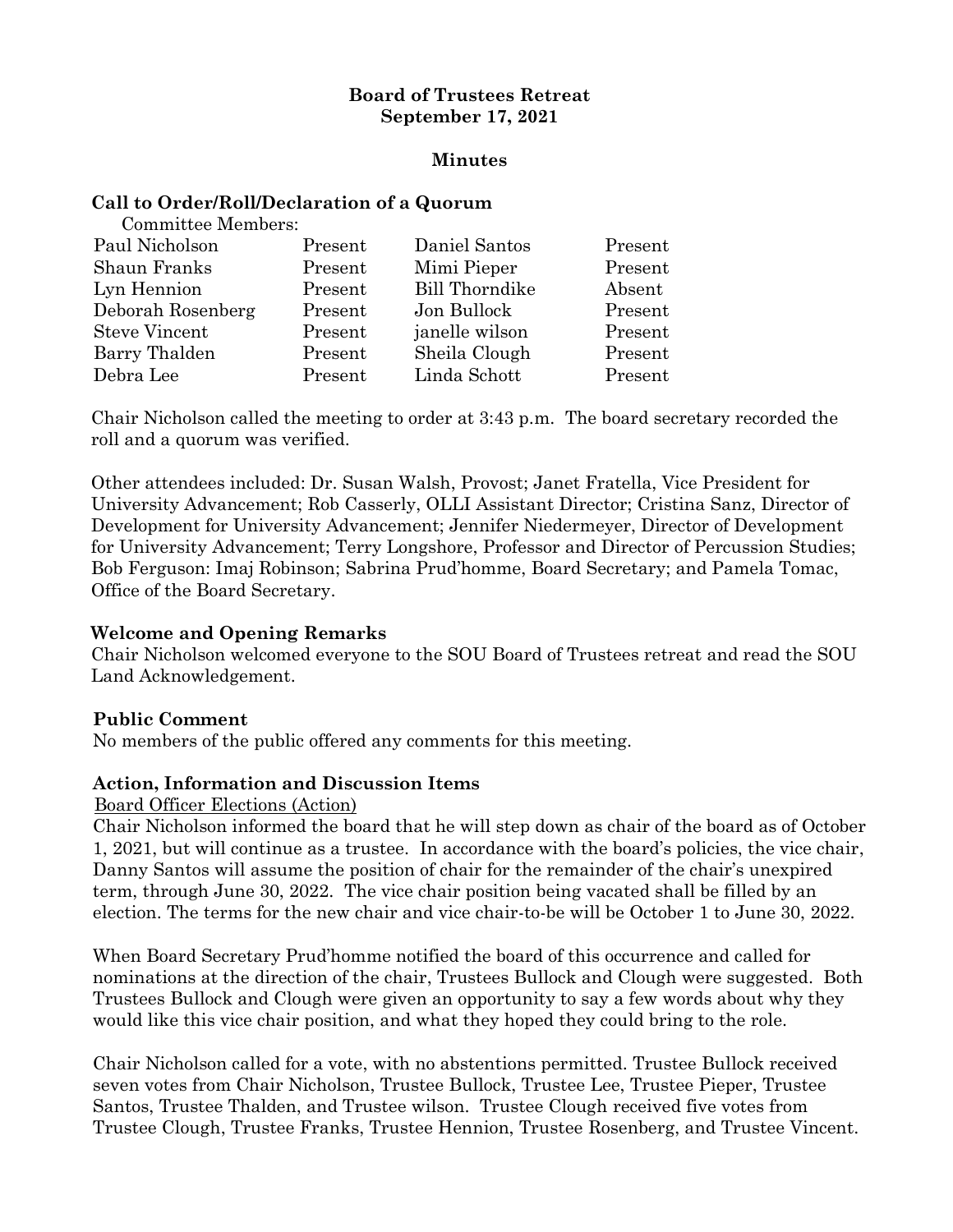**Board of Trustees Retreat**
**September 17, 2021**

**Minutes**

## Call to Order/Roll/Declaration of a Quorum

Committee Members:

| | | | |
|---|---|---|---|
| Paul Nicholson | Present | Daniel Santos | Present |
| Shaun Franks | Present | Mimi Pieper | Present |
| Lyn Hennion | Present | Bill Thorndike | Absent |
| Deborah Rosenberg | Present | Jon Bullock | Present |
| Steve Vincent | Present | janelle wilson | Present |
| Barry Thalden | Present | Sheila Clough | Present |
| Debra Lee | Present | Linda Schott | Present |

Chair Nicholson called the meeting to order at 3:43 p.m. The board secretary recorded the roll and a quorum was verified.

Other attendees included: Dr. Susan Walsh, Provost; Janet Fratella, Vice President for University Advancement; Rob Casserly, OLLI Assistant Director; Cristina Sanz, Director of Development for University Advancement; Jennifer Niedermeyer, Director of Development for University Advancement; Terry Longshore, Professor and Director of Percussion Studies; Bob Ferguson: Imaj Robinson; Sabrina Prud'homme, Board Secretary; and Pamela Tomac, Office of the Board Secretary.

## Welcome and Opening Remarks

Chair Nicholson welcomed everyone to the SOU Board of Trustees retreat and read the SOU Land Acknowledgement.

## Public Comment

No members of the public offered any comments for this meeting.

## Action, Information and Discussion Items

Board Officer Elections (Action)

Chair Nicholson informed the board that he will step down as chair of the board as of October 1, 2021, but will continue as a trustee. In accordance with the board's policies, the vice chair, Danny Santos will assume the position of chair for the remainder of the chair's unexpired term, through June 30, 2022. The vice chair position being vacated shall be filled by an election. The terms for the new chair and vice chair-to-be will be October 1 to June 30, 2022.

When Board Secretary Prud'homme notified the board of this occurrence and called for nominations at the direction of the chair, Trustees Bullock and Clough were suggested. Both Trustees Bullock and Clough were given an opportunity to say a few words about why they would like this vice chair position, and what they hoped they could bring to the role.

Chair Nicholson called for a vote, with no abstentions permitted. Trustee Bullock received seven votes from Chair Nicholson, Trustee Bullock, Trustee Lee, Trustee Pieper, Trustee Santos, Trustee Thalden, and Trustee wilson. Trustee Clough received five votes from Trustee Clough, Trustee Franks, Trustee Hennion, Trustee Rosenberg, and Trustee Vincent.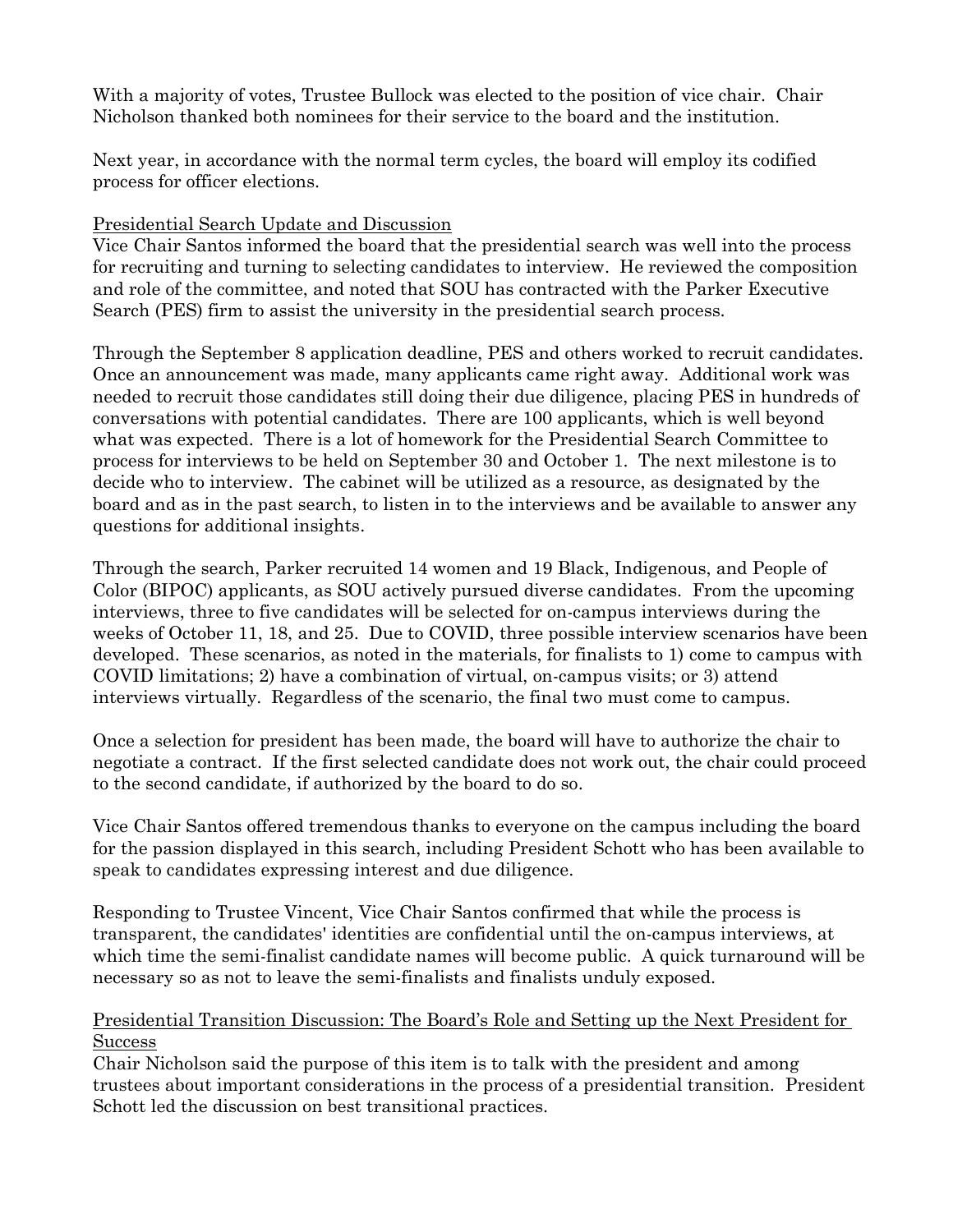With a majority of votes, Trustee Bullock was elected to the position of vice chair. Chair Nicholson thanked both nominees for their service to the board and the institution.

Next year, in accordance with the normal term cycles, the board will employ its codified process for officer elections.

<u>Presidential Search Update and Discussion</u>

Vice Chair Santos informed the board that the presidential search was well into the process for recruiting and turning to selecting candidates to interview. He reviewed the composition and role of the committee, and noted that SOU has contracted with the Parker Executive Search (PES) firm to assist the university in the presidential search process.

Through the September 8 application deadline, PES and others worked to recruit candidates. Once an announcement was made, many applicants came right away. Additional work was needed to recruit those candidates still doing their due diligence, placing PES in hundreds of conversations with potential candidates. There are 100 applicants, which is well beyond what was expected. There is a lot of homework for the Presidential Search Committee to process for interviews to be held on September 30 and October 1. The next milestone is to decide who to interview. The cabinet will be utilized as a resource, as designated by the board and as in the past search, to listen in to the interviews and be available to answer any questions for additional insights.

Through the search, Parker recruited 14 women and 19 Black, Indigenous, and People of Color (BIPOC) applicants, as SOU actively pursued diverse candidates. From the upcoming interviews, three to five candidates will be selected for on-campus interviews during the weeks of October 11, 18, and 25. Due to COVID, three possible interview scenarios have been developed. These scenarios, as noted in the materials, for finalists to 1) come to campus with COVID limitations; 2) have a combination of virtual, on-campus visits; or 3) attend interviews virtually. Regardless of the scenario, the final two must come to campus.

Once a selection for president has been made, the board will have to authorize the chair to negotiate a contract. If the first selected candidate does not work out, the chair could proceed to the second candidate, if authorized by the board to do so.

Vice Chair Santos offered tremendous thanks to everyone on the campus including the board for the passion displayed in this search, including President Schott who has been available to speak to candidates expressing interest and due diligence.

Responding to Trustee Vincent, Vice Chair Santos confirmed that while the process is transparent, the candidates' identities are confidential until the on-campus interviews, at which time the semi-finalist candidate names will become public. A quick turnaround will be necessary so as not to leave the semi-finalists and finalists unduly exposed.

<u>Presidential Transition Discussion: The Board's Role and Setting up the Next President for Success</u>

Chair Nicholson said the purpose of this item is to talk with the president and among trustees about important considerations in the process of a presidential transition. President Schott led the discussion on best transitional practices.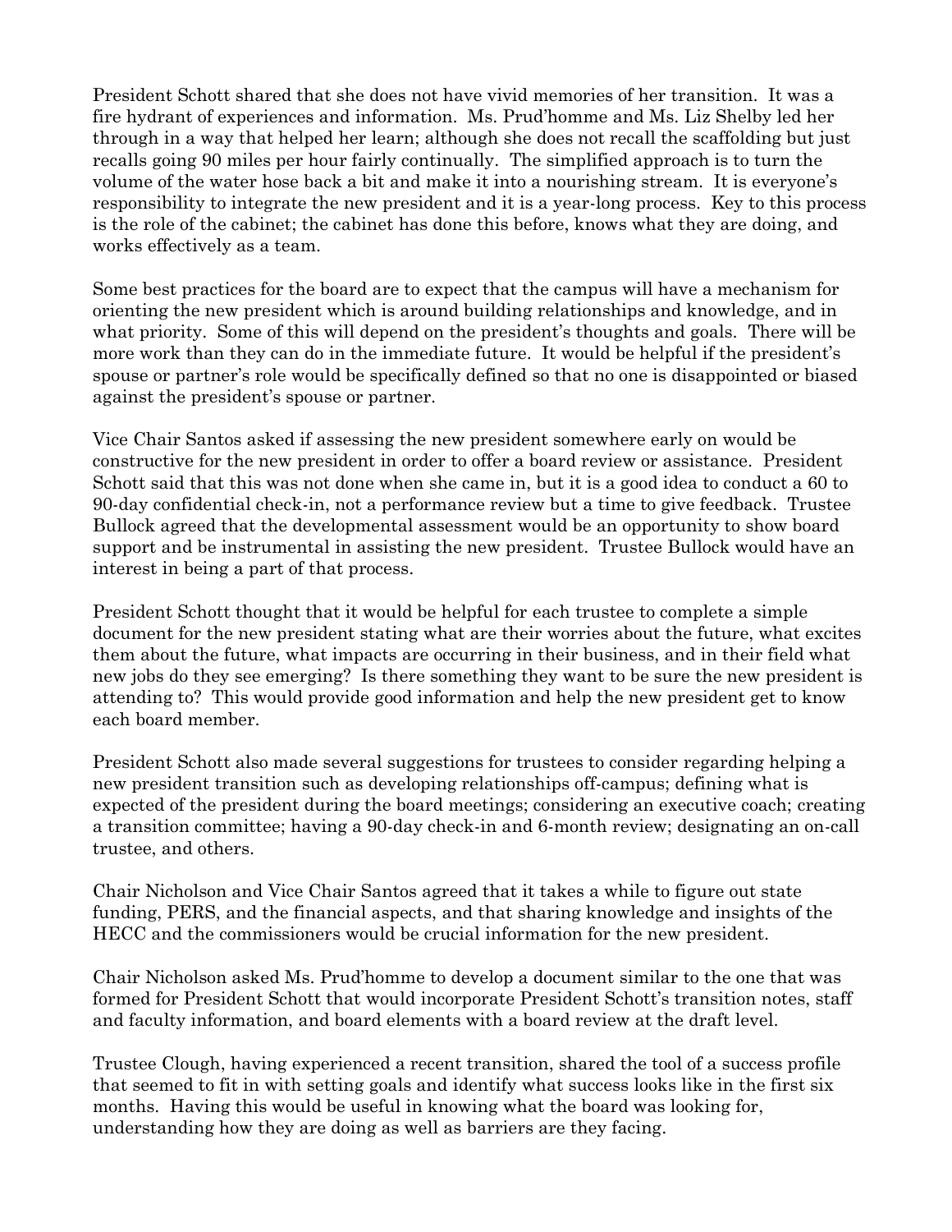President Schott shared that she does not have vivid memories of her transition. It was a fire hydrant of experiences and information. Ms. Prud'homme and Ms. Liz Shelby led her through in a way that helped her learn; although she does not recall the scaffolding but just recalls going 90 miles per hour fairly continually. The simplified approach is to turn the volume of the water hose back a bit and make it into a nourishing stream. It is everyone's responsibility to integrate the new president and it is a year-long process. Key to this process is the role of the cabinet; the cabinet has done this before, knows what they are doing, and works effectively as a team.

Some best practices for the board are to expect that the campus will have a mechanism for orienting the new president which is around building relationships and knowledge, and in what priority. Some of this will depend on the president's thoughts and goals. There will be more work than they can do in the immediate future. It would be helpful if the president's spouse or partner's role would be specifically defined so that no one is disappointed or biased against the president's spouse or partner.

Vice Chair Santos asked if assessing the new president somewhere early on would be constructive for the new president in order to offer a board review or assistance. President Schott said that this was not done when she came in, but it is a good idea to conduct a 60 to 90-day confidential check-in, not a performance review but a time to give feedback. Trustee Bullock agreed that the developmental assessment would be an opportunity to show board support and be instrumental in assisting the new president. Trustee Bullock would have an interest in being a part of that process.

President Schott thought that it would be helpful for each trustee to complete a simple document for the new president stating what are their worries about the future, what excites them about the future, what impacts are occurring in their business, and in their field what new jobs do they see emerging? Is there something they want to be sure the new president is attending to? This would provide good information and help the new president get to know each board member.

President Schott also made several suggestions for trustees to consider regarding helping a new president transition such as developing relationships off-campus; defining what is expected of the president during the board meetings; considering an executive coach; creating a transition committee; having a 90-day check-in and 6-month review; designating an on-call trustee, and others.

Chair Nicholson and Vice Chair Santos agreed that it takes a while to figure out state funding, PERS, and the financial aspects, and that sharing knowledge and insights of the HECC and the commissioners would be crucial information for the new president.

Chair Nicholson asked Ms. Prud'homme to develop a document similar to the one that was formed for President Schott that would incorporate President Schott's transition notes, staff and faculty information, and board elements with a board review at the draft level.

Trustee Clough, having experienced a recent transition, shared the tool of a success profile that seemed to fit in with setting goals and identify what success looks like in the first six months. Having this would be useful in knowing what the board was looking for, understanding how they are doing as well as barriers are they facing.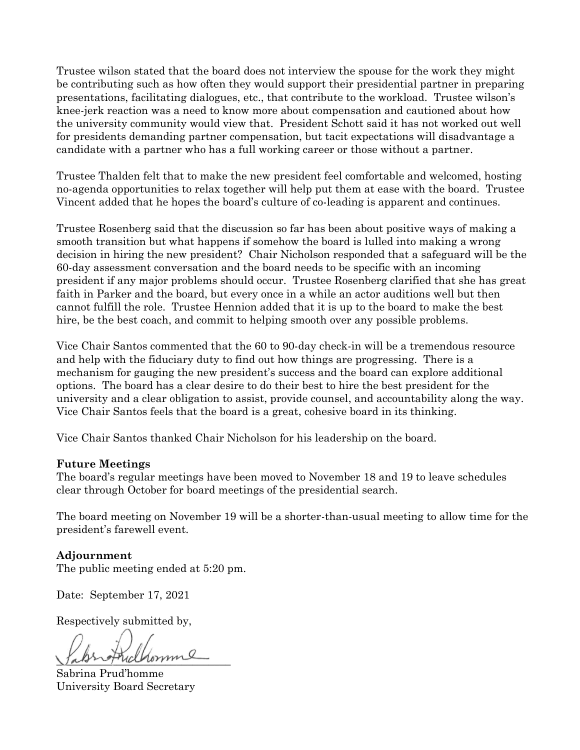Trustee wilson stated that the board does not interview the spouse for the work they might be contributing such as how often they would support their presidential partner in preparing presentations, facilitating dialogues, etc., that contribute to the workload. Trustee wilson's knee-jerk reaction was a need to know more about compensation and cautioned about how the university community would view that. President Schott said it has not worked out well for presidents demanding partner compensation, but tacit expectations will disadvantage a candidate with a partner who has a full working career or those without a partner.

Trustee Thalden felt that to make the new president feel comfortable and welcomed, hosting no-agenda opportunities to relax together will help put them at ease with the board. Trustee Vincent added that he hopes the board's culture of co-leading is apparent and continues.

Trustee Rosenberg said that the discussion so far has been about positive ways of making a smooth transition but what happens if somehow the board is lulled into making a wrong decision in hiring the new president? Chair Nicholson responded that a safeguard will be the 60-day assessment conversation and the board needs to be specific with an incoming president if any major problems should occur. Trustee Rosenberg clarified that she has great faith in Parker and the board, but every once in a while an actor auditions well but then cannot fulfill the role. Trustee Hennion added that it is up to the board to make the best hire, be the best coach, and commit to helping smooth over any possible problems.

Vice Chair Santos commented that the 60 to 90-day check-in will be a tremendous resource and help with the fiduciary duty to find out how things are progressing. There is a mechanism for gauging the new president's success and the board can explore additional options. The board has a clear desire to do their best to hire the best president for the university and a clear obligation to assist, provide counsel, and accountability along the way. Vice Chair Santos feels that the board is a great, cohesive board in its thinking.

Vice Chair Santos thanked Chair Nicholson for his leadership on the board.

**Future Meetings**

The board's regular meetings have been moved to November 18 and 19 to leave schedules clear through October for board meetings of the presidential search.

The board meeting on November 19 will be a shorter-than-usual meeting to allow time for the president's farewell event.

**Adjournment**

The public meeting ended at 5:20 pm.

Date: September 17, 2021

Respectively submitted by,

Sabrina Prud'homme
University Board Secretary